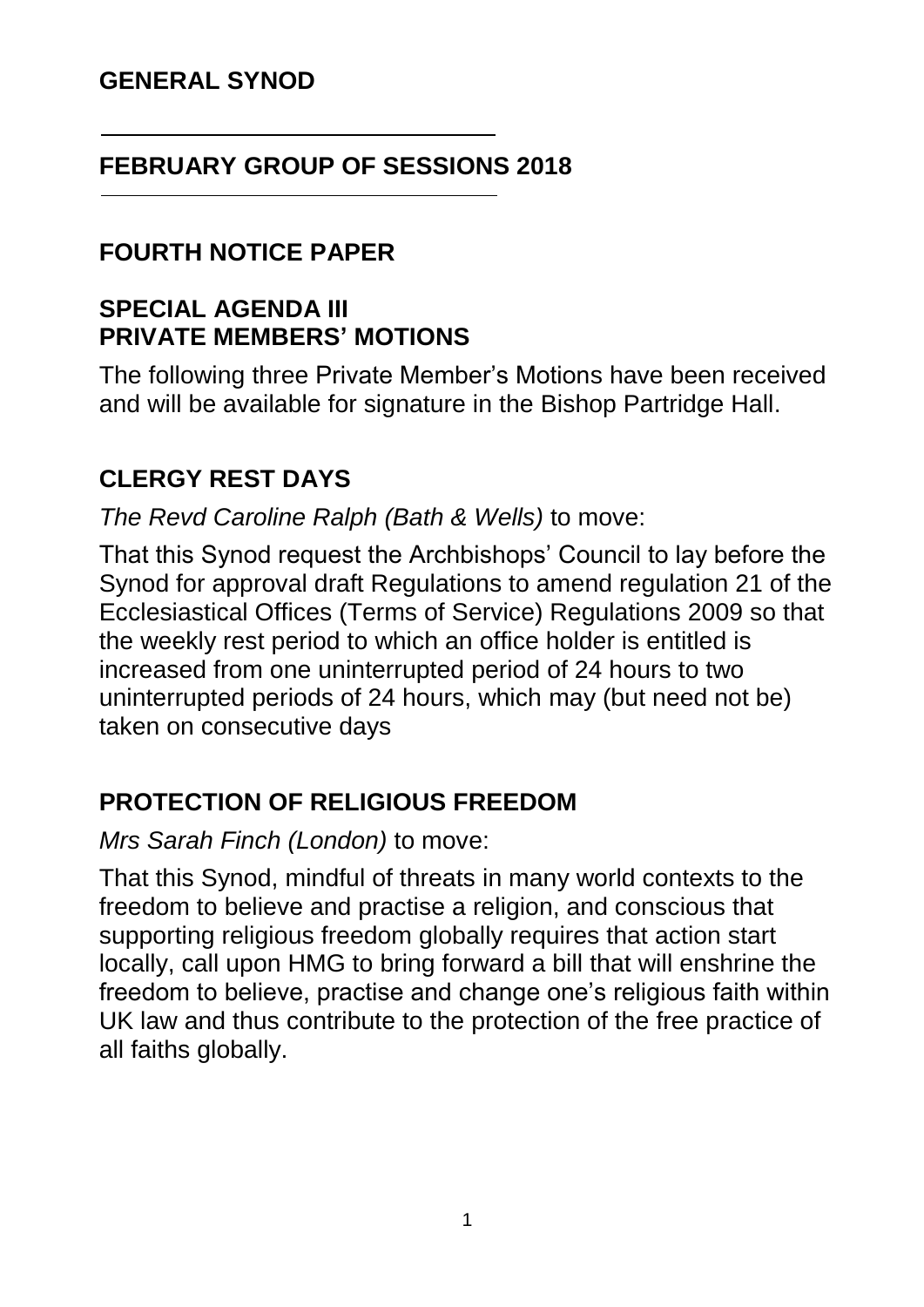# GENERAL SYNOD

## FEBRUARY GROUP OF SESSIONS 2018

## FOURTH NOTICE PAPER

## SPECIAL AGENDA III
## PRIVATE MEMBERS' MOTIONS

The following three Private Member's Motions have been received and will be available for signature in the Bishop Partridge Hall.

### CLERGY REST DAYS

*The Revd Caroline Ralph (Bath & Wells)* to move:

That this Synod request the Archbishops' Council to lay before the Synod for approval draft Regulations to amend regulation 21 of the Ecclesiastical Offices (Terms of Service) Regulations 2009 so that the weekly rest period to which an office holder is entitled is increased from one uninterrupted period of 24 hours to two uninterrupted periods of 24 hours, which may (but need not be) taken on consecutive days

### PROTECTION OF RELIGIOUS FREEDOM

*Mrs Sarah Finch (London)* to move:

That this Synod, mindful of threats in many world contexts to the freedom to believe and practise a religion, and conscious that supporting religious freedom globally requires that action start locally, call upon HMG to bring forward a bill that will enshrine the freedom to believe, practise and change one's religious faith within UK law and thus contribute to the protection of the free practice of all faiths globally.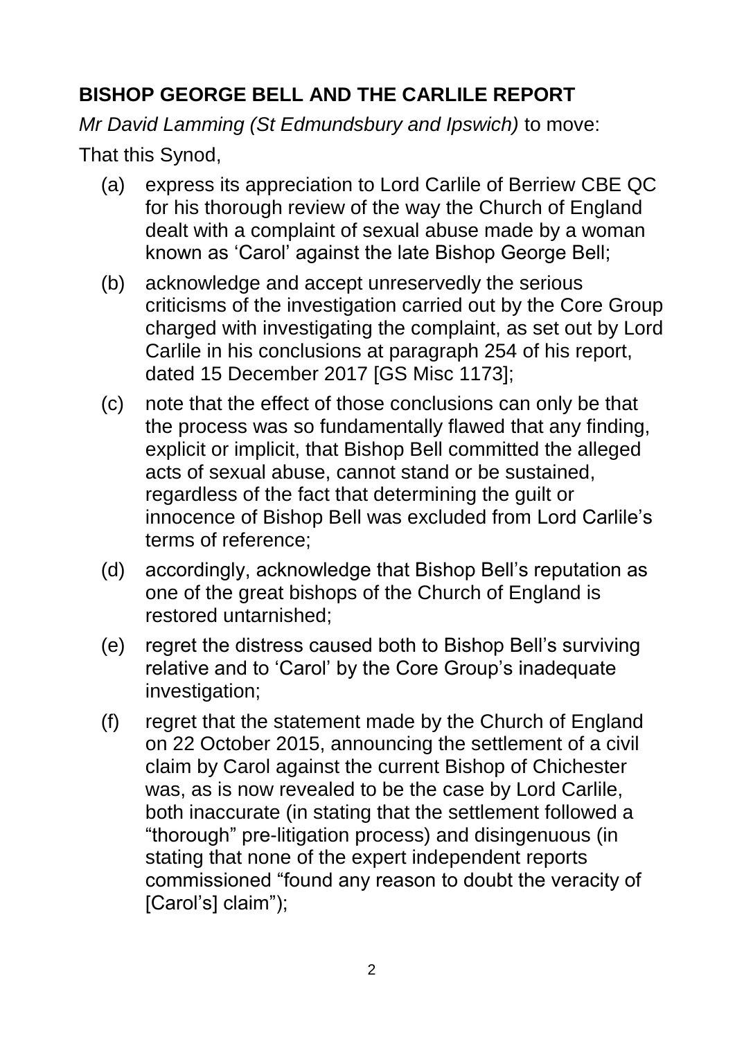## BISHOP GEORGE BELL AND THE CARLILE REPORT

*Mr David Lamming (St Edmundsbury and Ipswich)* to move:

That this Synod,

(a) express its appreciation to Lord Carlile of Berriew CBE QC for his thorough review of the way the Church of England dealt with a complaint of sexual abuse made by a woman known as 'Carol' against the late Bishop George Bell;

(b) acknowledge and accept unreservedly the serious criticisms of the investigation carried out by the Core Group charged with investigating the complaint, as set out by Lord Carlile in his conclusions at paragraph 254 of his report, dated 15 December 2017 [GS Misc 1173];

(c) note that the effect of those conclusions can only be that the process was so fundamentally flawed that any finding, explicit or implicit, that Bishop Bell committed the alleged acts of sexual abuse, cannot stand or be sustained, regardless of the fact that determining the guilt or innocence of Bishop Bell was excluded from Lord Carlile's terms of reference;

(d) accordingly, acknowledge that Bishop Bell's reputation as one of the great bishops of the Church of England is restored untarnished;

(e) regret the distress caused both to Bishop Bell's surviving relative and to 'Carol' by the Core Group's inadequate investigation;

(f) regret that the statement made by the Church of England on 22 October 2015, announcing the settlement of a civil claim by Carol against the current Bishop of Chichester was, as is now revealed to be the case by Lord Carlile, both inaccurate (in stating that the settlement followed a "thorough" pre-litigation process) and disingenuous (in stating that none of the expert independent reports commissioned "found any reason to doubt the veracity of [Carol's] claim");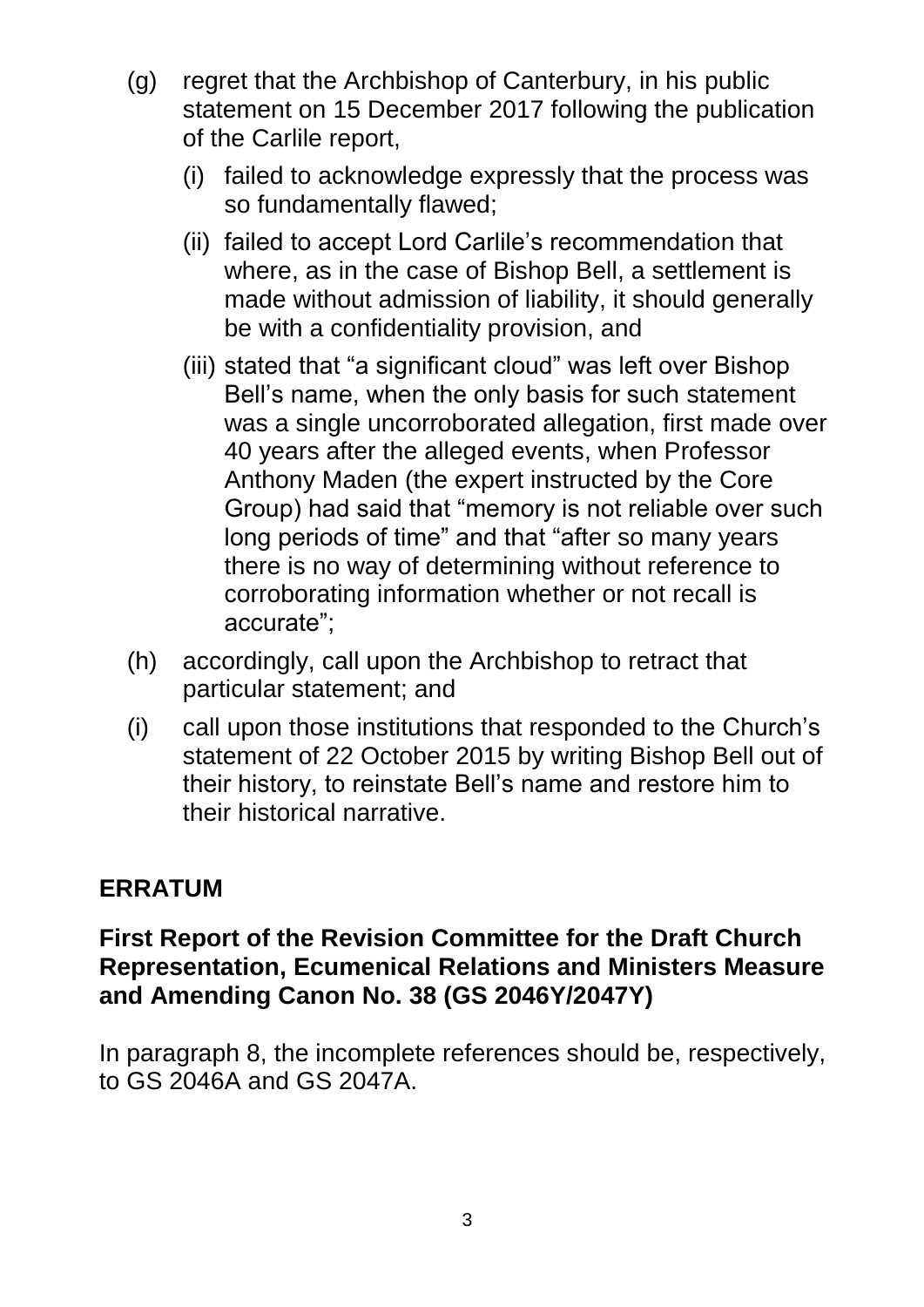(g) regret that the Archbishop of Canterbury, in his public statement on 15 December 2017 following the publication of the Carlile report,

   (i) failed to acknowledge expressly that the process was so fundamentally flawed;

   (ii) failed to accept Lord Carlile's recommendation that where, as in the case of Bishop Bell, a settlement is made without admission of liability, it should generally be with a confidentiality provision, and

   (iii) stated that "a significant cloud" was left over Bishop Bell's name, when the only basis for such statement was a single uncorroborated allegation, first made over 40 years after the alleged events, when Professor Anthony Maden (the expert instructed by the Core Group) had said that "memory is not reliable over such long periods of time" and that "after so many years there is no way of determining without reference to corroborating information whether or not recall is accurate";

(h) accordingly, call upon the Archbishop to retract that particular statement; and

(i) call upon those institutions that responded to the Church's statement of 22 October 2015 by writing Bishop Bell out of their history, to reinstate Bell's name and restore him to their historical narrative.

## ERRATUM

### First Report of the Revision Committee for the Draft Church Representation, Ecumenical Relations and Ministers Measure and Amending Canon No. 38 (GS 2046Y/2047Y)

In paragraph 8, the incomplete references should be, respectively, to GS 2046A and GS 2047A.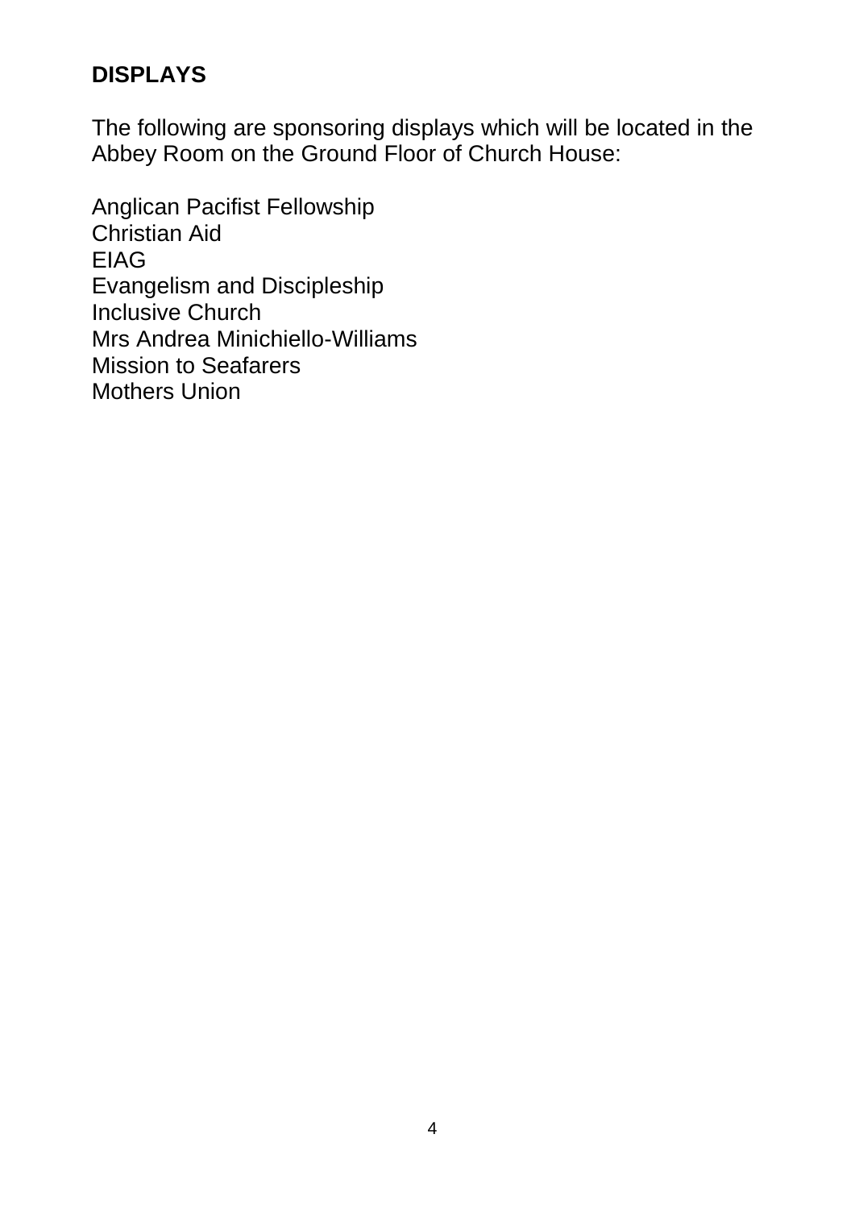## DISPLAYS

The following are sponsoring displays which will be located in the Abbey Room on the Ground Floor of Church House:

Anglican Pacifist Fellowship
Christian Aid
EIAG
Evangelism and Discipleship
Inclusive Church
Mrs Andrea Minichiello-Williams
Mission to Seafarers
Mothers Union